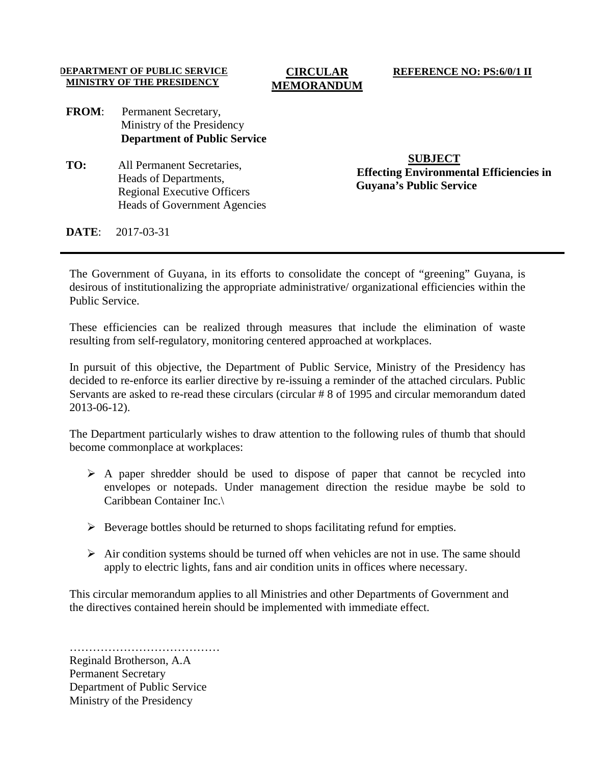**DEPARTMENT OF PUBLIC SERVICE**
**MINISTRY OF THE PRESIDENCY**

**CIRCULAR MEMORANDUM**

**REFERENCE NO: PS:6/0/1 II**

**FROM**: Permanent Secretary,
Ministry of the Presidency
**Department of Public Service**

**TO:** All Permanent Secretaries,
Heads of Departments,
Regional Executive Officers
Heads of Government Agencies

**SUBJECT**
**Effecting Environmental Efficiencies in Guyana's Public Service**

**DATE**: 2017-03-31

---

The Government of Guyana, in its efforts to consolidate the concept of "greening" Guyana, is desirous of institutionalizing the appropriate administrative/ organizational efficiencies within the Public Service.

These efficiencies can be realized through measures that include the elimination of waste resulting from self-regulatory, monitoring centered approached at workplaces.

In pursuit of this objective, the Department of Public Service, Ministry of the Presidency has decided to re-enforce its earlier directive by re-issuing a reminder of the attached circulars. Public Servants are asked to re-read these circulars (circular # 8 of 1995 and circular memorandum dated 2013-06-12).

The Department particularly wishes to draw attention to the following rules of thumb that should become commonplace at workplaces:

- A paper shredder should be used to dispose of paper that cannot be recycled into envelopes or notepads. Under management direction the residue maybe be sold to Caribbean Container Inc.\
- Beverage bottles should be returned to shops facilitating refund for empties.
- Air condition systems should be turned off when vehicles are not in use. The same should apply to electric lights, fans and air condition units in offices where necessary.

This circular memorandum applies to all Ministries and other Departments of Government and the directives contained herein should be implemented with immediate effect.

…………………………………
Reginald Brotherson, A.A
Permanent Secretary
Department of Public Service
Ministry of the Presidency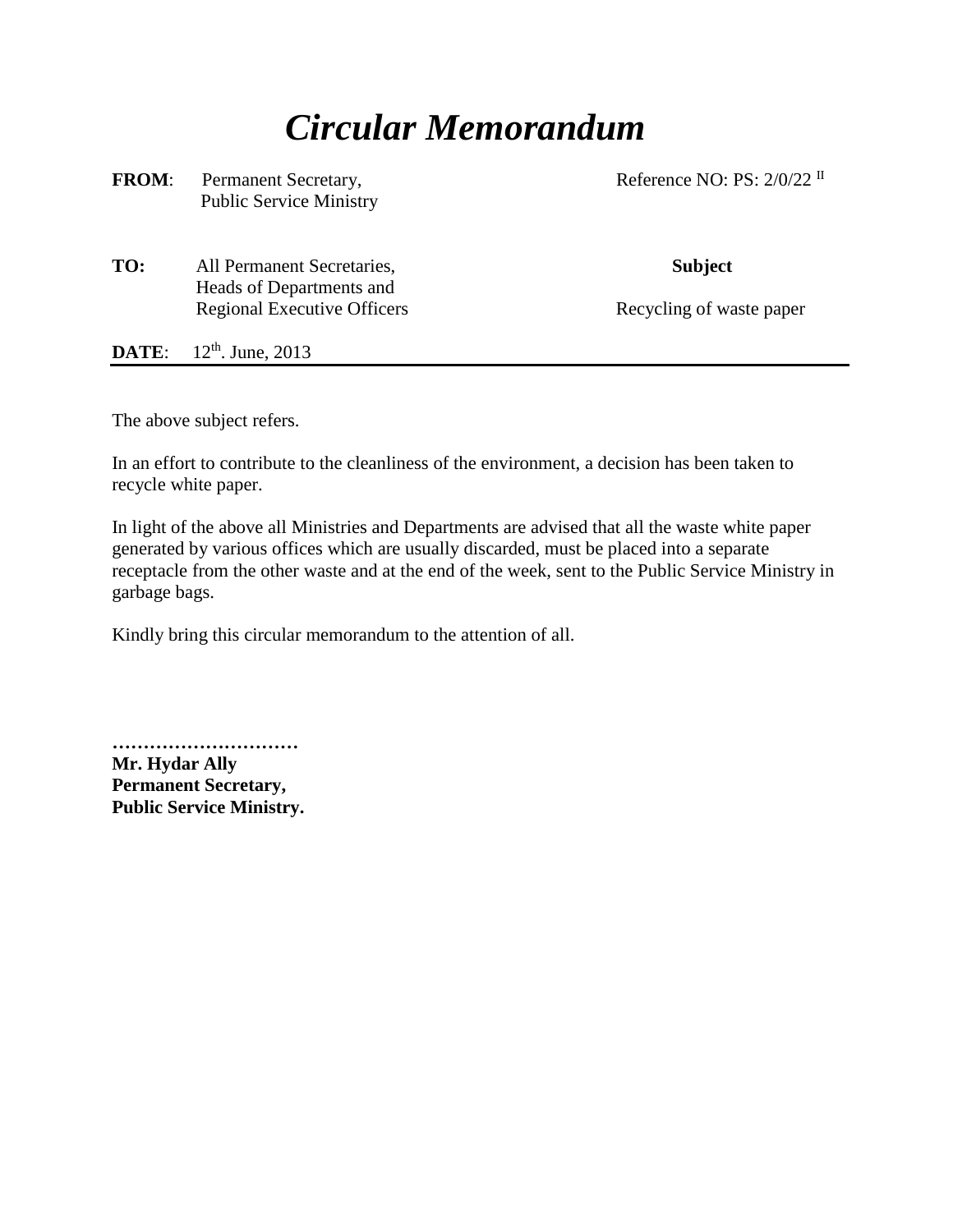# *Circular Memorandum*

**FROM**: Permanent Secretary,
Public Service Ministry

Reference NO: PS: 2/0/22 II

**TO:** All Permanent Secretaries,
Heads of Departments and
Regional Executive Officers

**Subject**

Recycling of waste paper

**DATE**: 12th. June, 2013

---

The above subject refers.

In an effort to contribute to the cleanliness of the environment, a decision has been taken to recycle white paper.

In light of the above all Ministries and Departments are advised that all the waste white paper generated by various offices which are usually discarded, must be placed into a separate receptacle from the other waste and at the end of the week, sent to the Public Service Ministry in garbage bags.

Kindly bring this circular memorandum to the attention of all.

**…………………………**
**Mr. Hydar Ally**
**Permanent Secretary,**
**Public Service Ministry.**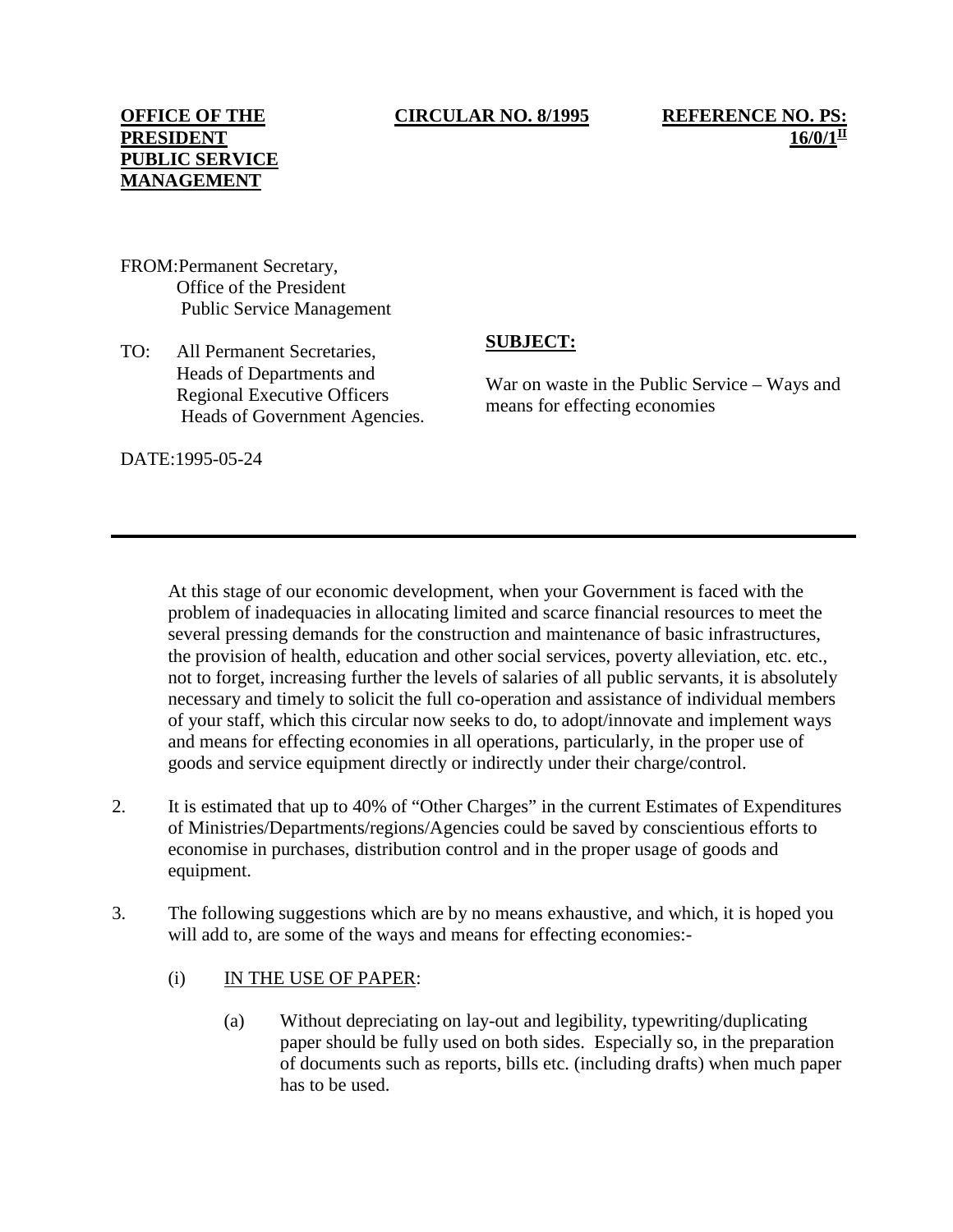**OFFICE OF THE PRESIDENT PUBLIC SERVICE MANAGEMENT**

**CIRCULAR NO. 8/1995**

**REFERENCE NO. PS: 16/0/1[II]**

FROM: Permanent Secretary,
Office of the President
Public Service Management

TO: All Permanent Secretaries,
Heads of Departments and
Regional Executive Officers
Heads of Government Agencies.

**SUBJECT:**

War on waste in the Public Service – Ways and means for effecting economies

DATE: 1995-05-24

---

At this stage of our economic development, when your Government is faced with the problem of inadequacies in allocating limited and scarce financial resources to meet the several pressing demands for the construction and maintenance of basic infrastructures, the provision of health, education and other social services, poverty alleviation, etc. etc., not to forget, increasing further the levels of salaries of all public servants, it is absolutely necessary and timely to solicit the full co-operation and assistance of individual members of your staff, which this circular now seeks to do, to adopt/innovate and implement ways and means for effecting economies in all operations, particularly, in the proper use of goods and service equipment directly or indirectly under their charge/control.

2. It is estimated that up to 40% of "Other Charges" in the current Estimates of Expenditures of Ministries/Departments/regions/Agencies could be saved by conscientious efforts to economise in purchases, distribution control and in the proper usage of goods and equipment.

3. The following suggestions which are by no means exhaustive, and which, it is hoped you will add to, are some of the ways and means for effecting economies:-

   (i) IN THE USE OF PAPER:

   (a) Without depreciating on lay-out and legibility, typewriting/duplicating paper should be fully used on both sides. Especially so, in the preparation of documents such as reports, bills etc. (including drafts) when much paper has to be used.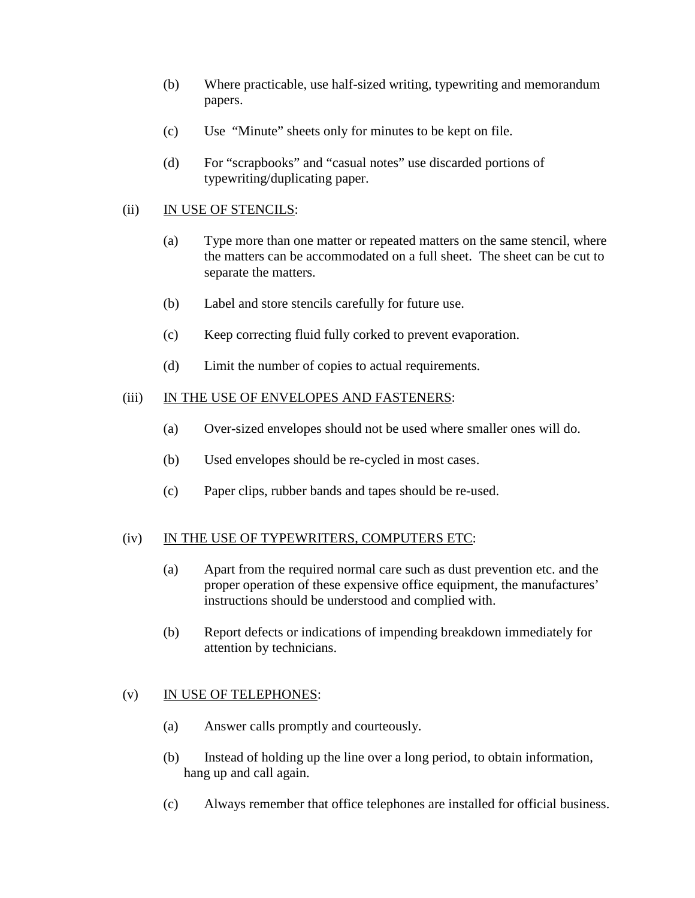(b) Where practicable, use half-sized writing, typewriting and memorandum papers.

(c) Use "Minute" sheets only for minutes to be kept on file.

(d) For "scrapbooks" and "casual notes" use discarded portions of typewriting/duplicating paper.

(ii) <u>IN USE OF STENCILS</u>:

(a) Type more than one matter or repeated matters on the same stencil, where the matters can be accommodated on a full sheet. The sheet can be cut to separate the matters.

(b) Label and store stencils carefully for future use.

(c) Keep correcting fluid fully corked to prevent evaporation.

(d) Limit the number of copies to actual requirements.

(iii) <u>IN THE USE OF ENVELOPES AND FASTENERS</u>:

(a) Over-sized envelopes should not be used where smaller ones will do.

(b) Used envelopes should be re-cycled in most cases.

(c) Paper clips, rubber bands and tapes should be re-used.

(iv) <u>IN THE USE OF TYPEWRITERS, COMPUTERS ETC</u>:

(a) Apart from the required normal care such as dust prevention etc. and the proper operation of these expensive office equipment, the manufactures' instructions should be understood and complied with.

(b) Report defects or indications of impending breakdown immediately for attention by technicians.

(v) <u>IN USE OF TELEPHONES</u>:

(a) Answer calls promptly and courteously.

(b) Instead of holding up the line over a long period, to obtain information, hang up and call again.

(c) Always remember that office telephones are installed for official business.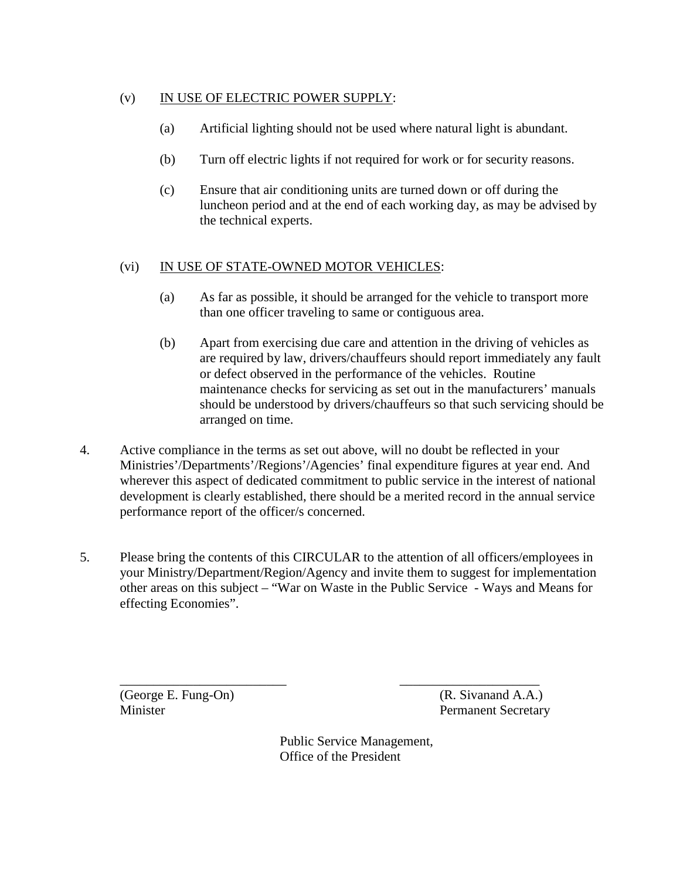(v) <u>IN USE OF ELECTRIC POWER SUPPLY</u>:

(a) Artificial lighting should not be used where natural light is abundant.

(b) Turn off electric lights if not required for work or for security reasons.

(c) Ensure that air conditioning units are turned down or off during the luncheon period and at the end of each working day, as may be advised by the technical experts.

(vi) <u>IN USE OF STATE-OWNED MOTOR VEHICLES</u>:

(a) As far as possible, it should be arranged for the vehicle to transport more than one officer traveling to same or contiguous area.

(b) Apart from exercising due care and attention in the driving of vehicles as are required by law, drivers/chauffeurs should report immediately any fault or defect observed in the performance of the vehicles. Routine maintenance checks for servicing as set out in the manufacturers' manuals should be understood by drivers/chauffeurs so that such servicing should be arranged on time.

4. Active compliance in the terms as set out above, will no doubt be reflected in your Ministries'/Departments'/Regions'/Agencies' final expenditure figures at year end. And wherever this aspect of dedicated commitment to public service in the interest of national development is clearly established, there should be a merited record in the annual service performance report of the officer/s concerned.

5. Please bring the contents of this CIRCULAR to the attention of all officers/employees in your Ministry/Department/Region/Agency and invite them to suggest for implementation other areas on this subject – "War on Waste in the Public Service - Ways and Means for effecting Economies".

\_\_\_\_\_\_\_\_\_\_\_\_\_\_\_\_\_\_\_\_\_\_\_\_\_
(George E. Fung-On)
Minister

\_\_\_\_\_\_\_\_\_\_\_\_\_\_\_\_\_\_\_\_\_\_\_\_\_
(R. Sivanand A.A.)
Permanent Secretary

Public Service Management,
Office of the President